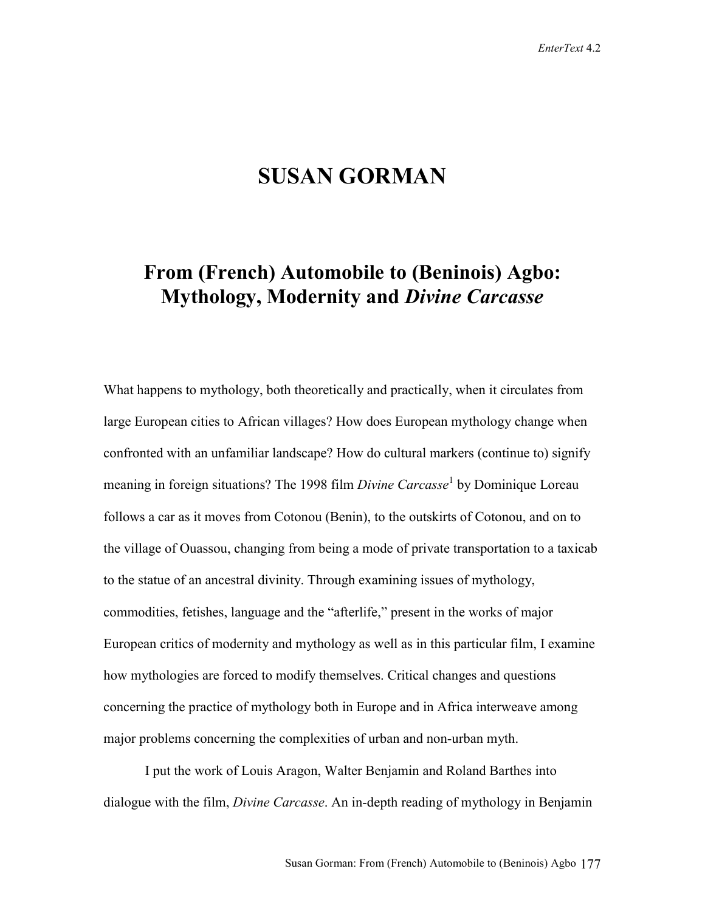# SUSAN GORMAN

## From (French) Automobile to (Beninois) Agbo: Mythology, Modernity and *Divine Carcasse*

What happens to mythology, both theoretically and practically, when it circulates from large European cities to African villages? How does European mythology change when confronted with an unfamiliar landscape? How do cultural markers (continue to) signify meaning in foreign situations? The 1998 film *Divine Carcasse*[1] by Dominique Loreau follows a car as it moves from Cotonou (Benin), to the outskirts of Cotonou, and on to the village of Ouassou, changing from being a mode of private transportation to a taxicab to the statue of an ancestral divinity. Through examining issues of mythology, commodities, fetishes, language and the "afterlife," present in the works of major European critics of modernity and mythology as well as in this particular film, I examine how mythologies are forced to modify themselves. Critical changes and questions concerning the practice of mythology both in Europe and in Africa interweave among major problems concerning the complexities of urban and non-urban myth.

I put the work of Louis Aragon, Walter Benjamin and Roland Barthes into dialogue with the film, *Divine Carcasse*. An in-depth reading of mythology in Benjamin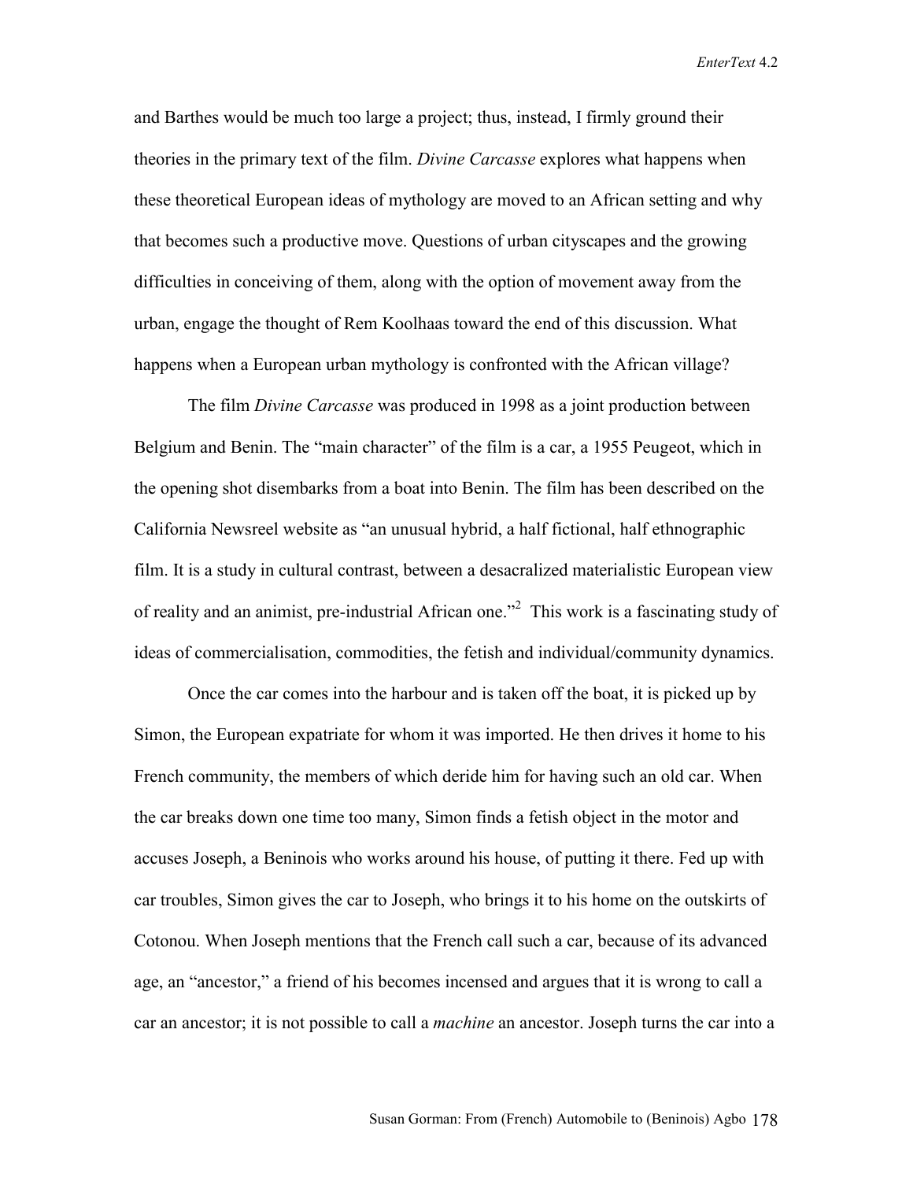and Barthes would be much too large a project; thus, instead, I firmly ground their theories in the primary text of the film. *Divine Carcasse* explores what happens when these theoretical European ideas of mythology are moved to an African setting and why that becomes such a productive move. Questions of urban cityscapes and the growing difficulties in conceiving of them, along with the option of movement away from the urban, engage the thought of Rem Koolhaas toward the end of this discussion. What happens when a European urban mythology is confronted with the African village?

The film *Divine Carcasse* was produced in 1998 as a joint production between Belgium and Benin. The "main character" of the film is a car, a 1955 Peugeot, which in the opening shot disembarks from a boat into Benin. The film has been described on the California Newsreel website as "an unusual hybrid, a half fictional, half ethnographic film. It is a study in cultural contrast, between a desacralized materialistic European view of reality and an animist, pre-industrial African one."[2] This work is a fascinating study of ideas of commercialisation, commodities, the fetish and individual/community dynamics.

Once the car comes into the harbour and is taken off the boat, it is picked up by Simon, the European expatriate for whom it was imported. He then drives it home to his French community, the members of which deride him for having such an old car. When the car breaks down one time too many, Simon finds a fetish object in the motor and accuses Joseph, a Beninois who works around his house, of putting it there. Fed up with car troubles, Simon gives the car to Joseph, who brings it to his home on the outskirts of Cotonou. When Joseph mentions that the French call such a car, because of its advanced age, an "ancestor," a friend of his becomes incensed and argues that it is wrong to call a car an ancestor; it is not possible to call a *machine* an ancestor. Joseph turns the car into a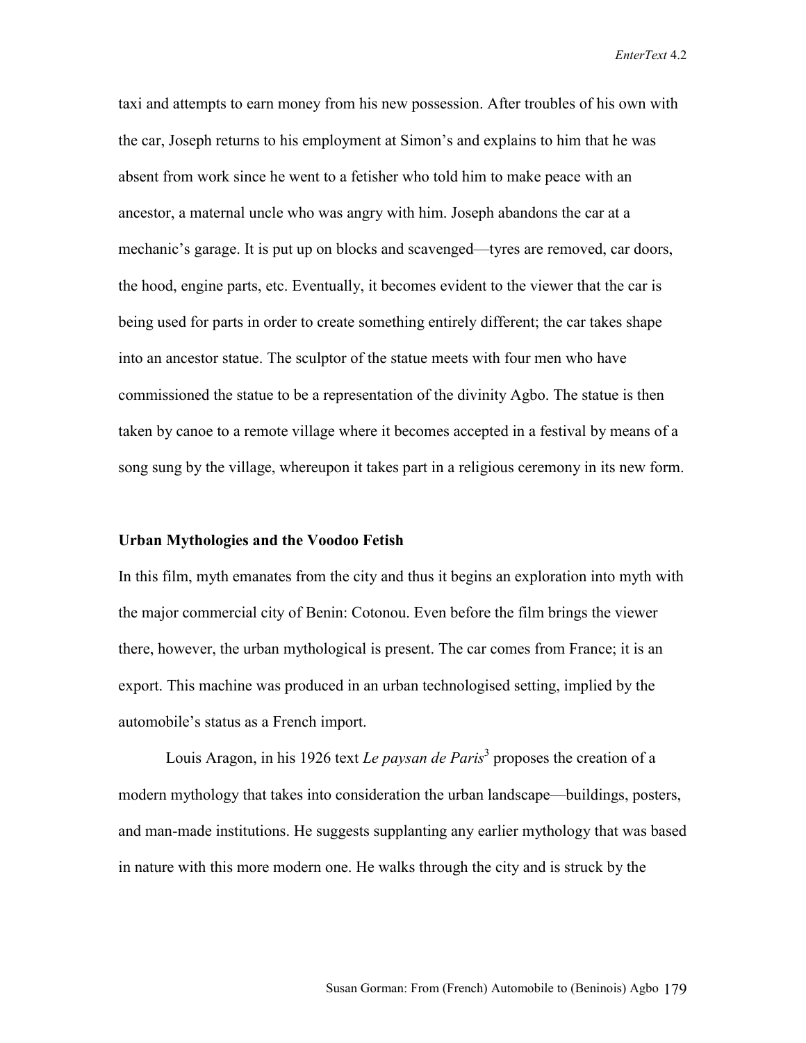taxi and attempts to earn money from his new possession. After troubles of his own with the car, Joseph returns to his employment at Simon's and explains to him that he was absent from work since he went to a fetisher who told him to make peace with an ancestor, a maternal uncle who was angry with him. Joseph abandons the car at a mechanic's garage. It is put up on blocks and scavenged—tyres are removed, car doors, the hood, engine parts, etc. Eventually, it becomes evident to the viewer that the car is being used for parts in order to create something entirely different; the car takes shape into an ancestor statue. The sculptor of the statue meets with four men who have commissioned the statue to be a representation of the divinity Agbo. The statue is then taken by canoe to a remote village where it becomes accepted in a festival by means of a song sung by the village, whereupon it takes part in a religious ceremony in its new form.

## Urban Mythologies and the Voodoo Fetish

In this film, myth emanates from the city and thus it begins an exploration into myth with the major commercial city of Benin: Cotonou. Even before the film brings the viewer there, however, the urban mythological is present. The car comes from France; it is an export. This machine was produced in an urban technologised setting, implied by the automobile's status as a French import.

Louis Aragon, in his 1926 text *Le paysan de Paris*[3] proposes the creation of a modern mythology that takes into consideration the urban landscape—buildings, posters, and man-made institutions. He suggests supplanting any earlier mythology that was based in nature with this more modern one. He walks through the city and is struck by the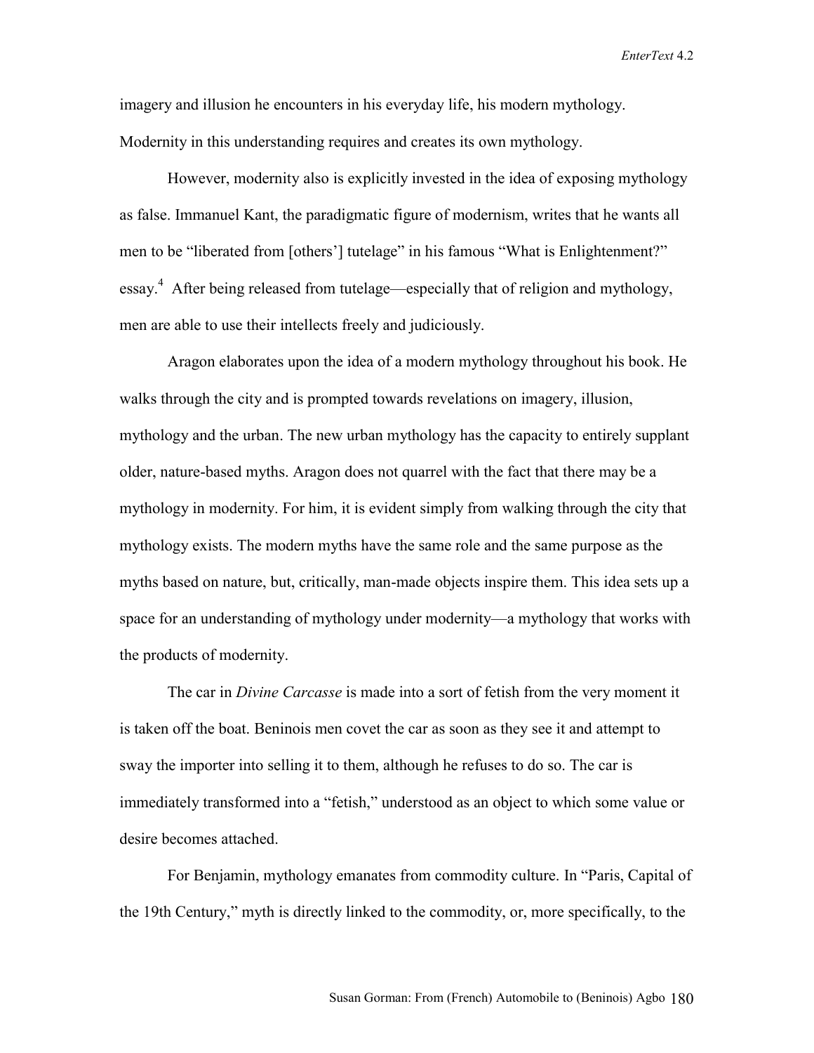imagery and illusion he encounters in his everyday life, his modern mythology. Modernity in this understanding requires and creates its own mythology.

However, modernity also is explicitly invested in the idea of exposing mythology as false. Immanuel Kant, the paradigmatic figure of modernism, writes that he wants all men to be "liberated from [others'] tutelage" in his famous "What is Enlightenment?" essay.[4] After being released from tutelage—especially that of religion and mythology, men are able to use their intellects freely and judiciously.

Aragon elaborates upon the idea of a modern mythology throughout his book. He walks through the city and is prompted towards revelations on imagery, illusion, mythology and the urban. The new urban mythology has the capacity to entirely supplant older, nature-based myths. Aragon does not quarrel with the fact that there may be a mythology in modernity. For him, it is evident simply from walking through the city that mythology exists. The modern myths have the same role and the same purpose as the myths based on nature, but, critically, man-made objects inspire them. This idea sets up a space for an understanding of mythology under modernity—a mythology that works with the products of modernity.

The car in *Divine Carcasse* is made into a sort of fetish from the very moment it is taken off the boat. Beninois men covet the car as soon as they see it and attempt to sway the importer into selling it to them, although he refuses to do so. The car is immediately transformed into a "fetish," understood as an object to which some value or desire becomes attached.

For Benjamin, mythology emanates from commodity culture. In "Paris, Capital of the 19th Century," myth is directly linked to the commodity, or, more specifically, to the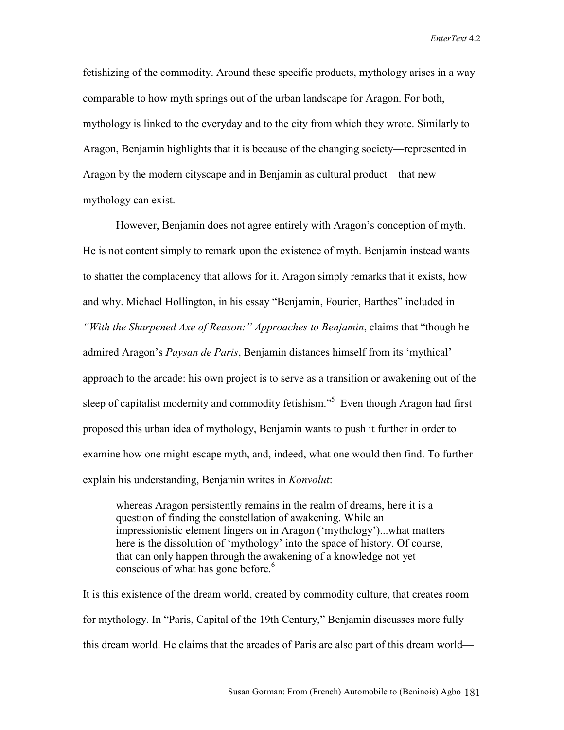fetishizing of the commodity. Around these specific products, mythology arises in a way comparable to how myth springs out of the urban landscape for Aragon. For both, mythology is linked to the everyday and to the city from which they wrote. Similarly to Aragon, Benjamin highlights that it is because of the changing society—represented in Aragon by the modern cityscape and in Benjamin as cultural product—that new mythology can exist.

However, Benjamin does not agree entirely with Aragon's conception of myth. He is not content simply to remark upon the existence of myth. Benjamin instead wants to shatter the complacency that allows for it. Aragon simply remarks that it exists, how and why. Michael Hollington, in his essay "Benjamin, Fourier, Barthes" included in *"With the Sharpened Axe of Reason:" Approaches to Benjamin*, claims that "though he admired Aragon's *Paysan de Paris*, Benjamin distances himself from its 'mythical' approach to the arcade: his own project is to serve as a transition or awakening out of the sleep of capitalist modernity and commodity fetishism."[5] Even though Aragon had first proposed this urban idea of mythology, Benjamin wants to push it further in order to examine how one might escape myth, and, indeed, what one would then find. To further explain his understanding, Benjamin writes in *Konvolut*:

> whereas Aragon persistently remains in the realm of dreams, here it is a question of finding the constellation of awakening. While an impressionistic element lingers on in Aragon ('mythology')...what matters here is the dissolution of 'mythology' into the space of history. Of course, that can only happen through the awakening of a knowledge not yet conscious of what has gone before.[6]

It is this existence of the dream world, created by commodity culture, that creates room for mythology. In "Paris, Capital of the 19th Century," Benjamin discusses more fully this dream world. He claims that the arcades of Paris are also part of this dream world—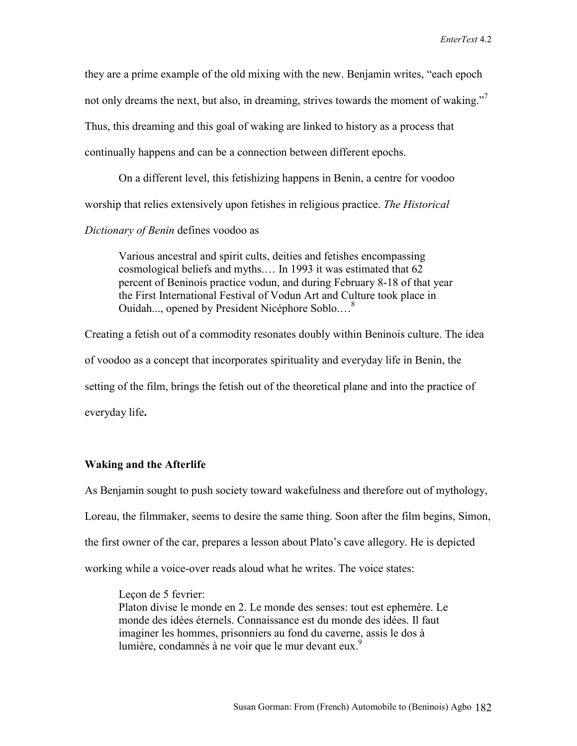they are a prime example of the old mixing with the new. Benjamin writes, "each epoch not only dreams the next, but also, in dreaming, strives towards the moment of waking."[7] Thus, this dreaming and this goal of waking are linked to history as a process that continually happens and can be a connection between different epochs.

On a different level, this fetishizing happens in Benin, a centre for voodoo worship that relies extensively upon fetishes in religious practice. *The Historical Dictionary of Benin* defines voodoo as

> Various ancestral and spirit cults, deities and fetishes encompassing cosmological beliefs and myths.… In 1993 it was estimated that 62 percent of Beninois practice vodun, and during February 8-18 of that year the First International Festival of Vodun Art and Culture took place in Ouidah..., opened by President Nicéphore Soblo.…[8]

Creating a fetish out of a commodity resonates doubly within Beninois culture. The idea of voodoo as a concept that incorporates spirituality and everyday life in Benin, the setting of the film, brings the fetish out of the theoretical plane and into the practice of everyday life**.**

### Waking and the Afterlife

As Benjamin sought to push society toward wakefulness and therefore out of mythology, Loreau, the filmmaker, seems to desire the same thing. Soon after the film begins, Simon, the first owner of the car, prepares a lesson about Plato's cave allegory. He is depicted working while a voice-over reads aloud what he writes. The voice states:

> Leçon de 5 fevrier:
> Platon divise le monde en 2. Le monde des senses: tout est ephemère. Le monde des idées éternels. Connaissance est du monde des idées. Il faut imaginer les hommes, prisonniers au fond du caverne, assis le dos à lumière, condamnés à ne voir que le mur devant eux.[9]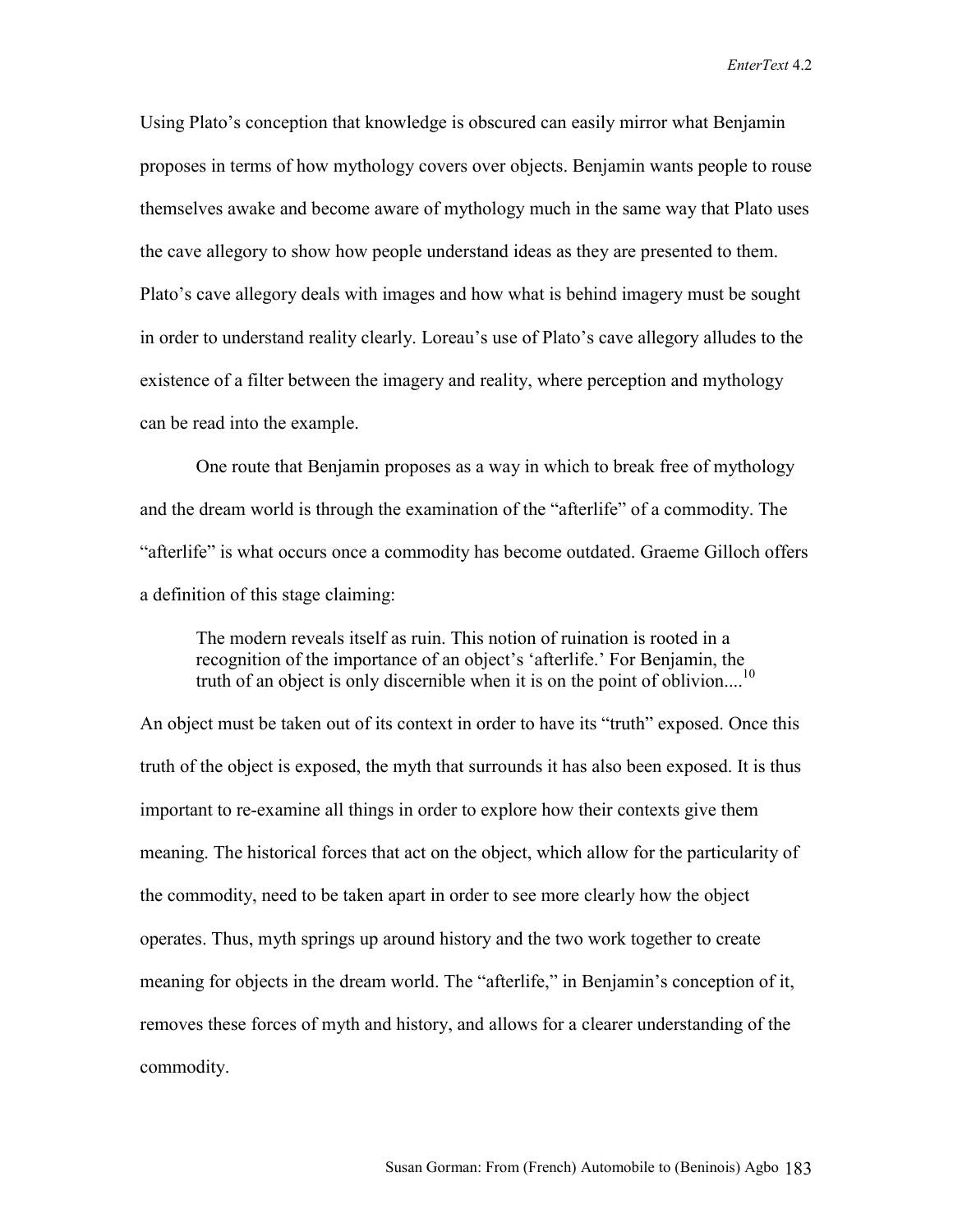Using Plato's conception that knowledge is obscured can easily mirror what Benjamin proposes in terms of how mythology covers over objects. Benjamin wants people to rouse themselves awake and become aware of mythology much in the same way that Plato uses the cave allegory to show how people understand ideas as they are presented to them. Plato's cave allegory deals with images and how what is behind imagery must be sought in order to understand reality clearly. Loreau's use of Plato's cave allegory alludes to the existence of a filter between the imagery and reality, where perception and mythology can be read into the example.

One route that Benjamin proposes as a way in which to break free of mythology and the dream world is through the examination of the "afterlife" of a commodity. The "afterlife" is what occurs once a commodity has become outdated. Graeme Gilloch offers a definition of this stage claiming:

> The modern reveals itself as ruin. This notion of ruination is rooted in a recognition of the importance of an object's 'afterlife.' For Benjamin, the truth of an object is only discernible when it is on the point of oblivion....[10]

An object must be taken out of its context in order to have its "truth" exposed. Once this truth of the object is exposed, the myth that surrounds it has also been exposed. It is thus important to re-examine all things in order to explore how their contexts give them meaning. The historical forces that act on the object, which allow for the particularity of the commodity, need to be taken apart in order to see more clearly how the object operates. Thus, myth springs up around history and the two work together to create meaning for objects in the dream world. The "afterlife," in Benjamin's conception of it, removes these forces of myth and history, and allows for a clearer understanding of the commodity.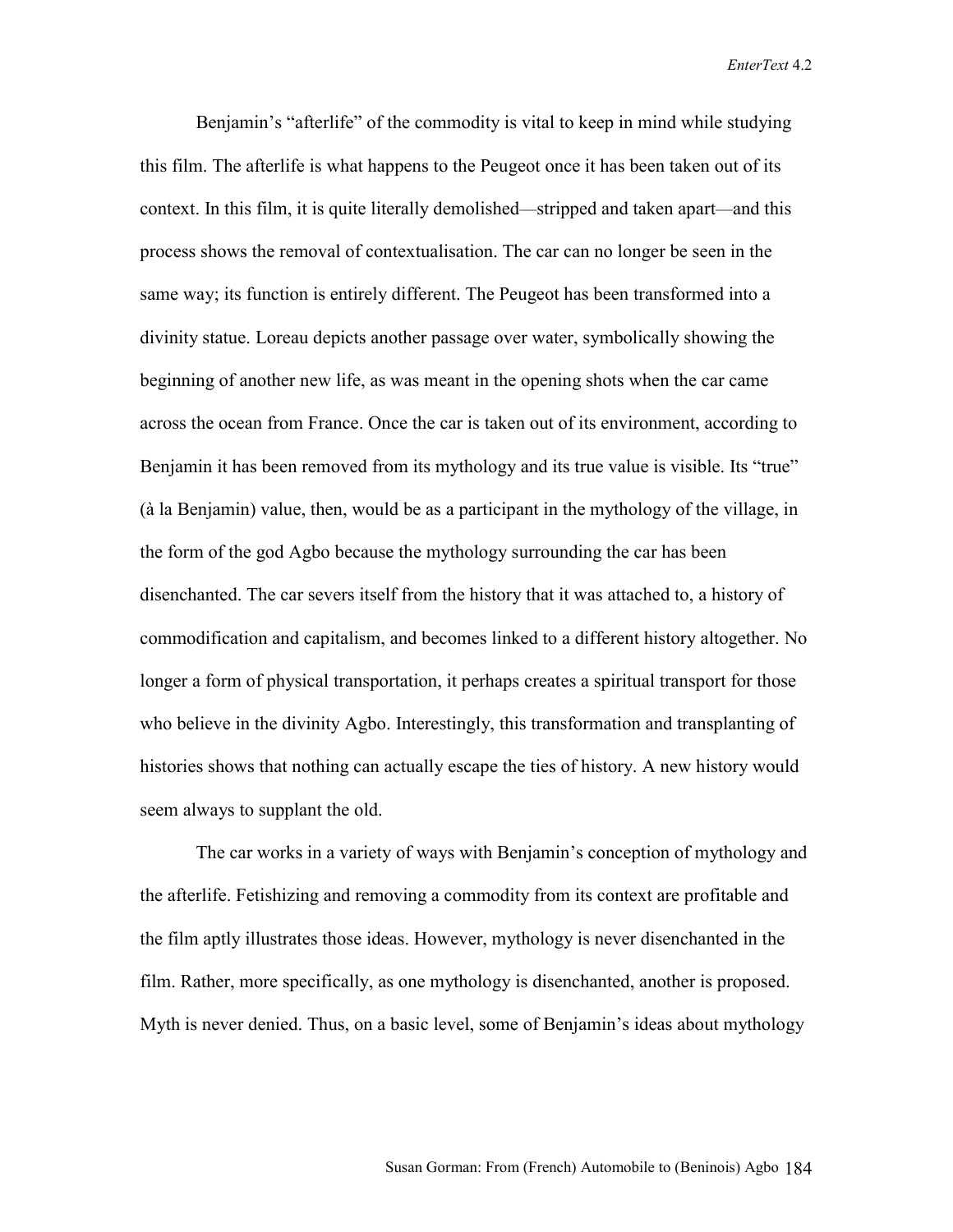Benjamin's "afterlife" of the commodity is vital to keep in mind while studying this film. The afterlife is what happens to the Peugeot once it has been taken out of its context. In this film, it is quite literally demolished—stripped and taken apart—and this process shows the removal of contextualisation. The car can no longer be seen in the same way; its function is entirely different. The Peugeot has been transformed into a divinity statue. Loreau depicts another passage over water, symbolically showing the beginning of another new life, as was meant in the opening shots when the car came across the ocean from France. Once the car is taken out of its environment, according to Benjamin it has been removed from its mythology and its true value is visible. Its "true" (à la Benjamin) value, then, would be as a participant in the mythology of the village, in the form of the god Agbo because the mythology surrounding the car has been disenchanted. The car severs itself from the history that it was attached to, a history of commodification and capitalism, and becomes linked to a different history altogether. No longer a form of physical transportation, it perhaps creates a spiritual transport for those who believe in the divinity Agbo. Interestingly, this transformation and transplanting of histories shows that nothing can actually escape the ties of history. A new history would seem always to supplant the old.

The car works in a variety of ways with Benjamin's conception of mythology and the afterlife. Fetishizing and removing a commodity from its context are profitable and the film aptly illustrates those ideas. However, mythology is never disenchanted in the film. Rather, more specifically, as one mythology is disenchanted, another is proposed. Myth is never denied. Thus, on a basic level, some of Benjamin's ideas about mythology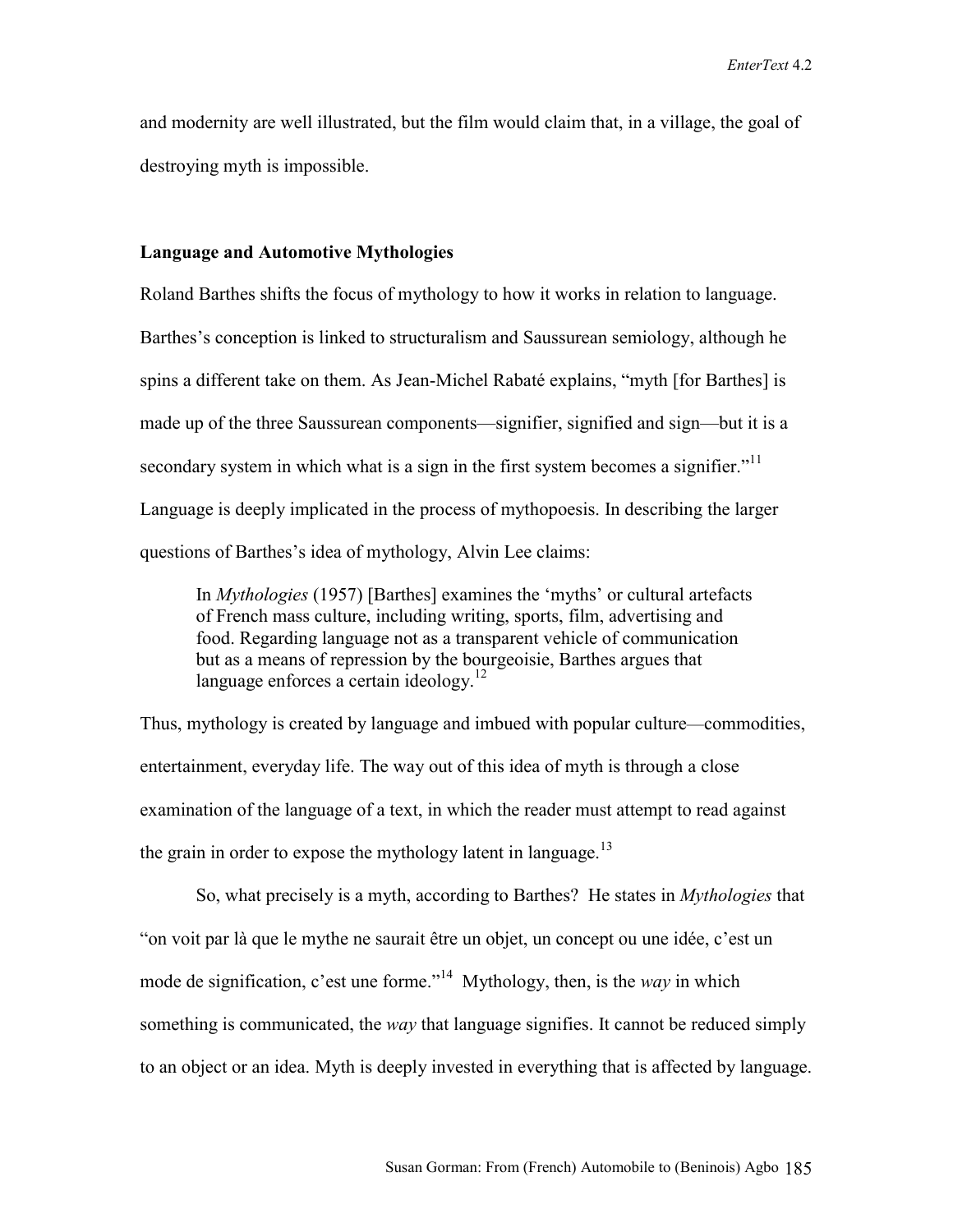and modernity are well illustrated, but the film would claim that, in a village, the goal of destroying myth is impossible.

### Language and Automotive Mythologies

Roland Barthes shifts the focus of mythology to how it works in relation to language. Barthes's conception is linked to structuralism and Saussurean semiology, although he spins a different take on them. As Jean-Michel Rabaté explains, "myth [for Barthes] is made up of the three Saussurean components—signifier, signified and sign—but it is a secondary system in which what is a sign in the first system becomes a signifier."[11] Language is deeply implicated in the process of mythopoesis. In describing the larger questions of Barthes's idea of mythology, Alvin Lee claims:

> In *Mythologies* (1957) [Barthes] examines the 'myths' or cultural artefacts of French mass culture, including writing, sports, film, advertising and food. Regarding language not as a transparent vehicle of communication but as a means of repression by the bourgeoisie, Barthes argues that language enforces a certain ideology.[12]

Thus, mythology is created by language and imbued with popular culture—commodities, entertainment, everyday life. The way out of this idea of myth is through a close examination of the language of a text, in which the reader must attempt to read against the grain in order to expose the mythology latent in language.[13]

So, what precisely is a myth, according to Barthes? He states in *Mythologies* that "on voit par là que le mythe ne saurait être un objet, un concept ou une idée, c'est un mode de signification, c'est une forme."[14] Mythology, then, is the *way* in which something is communicated, the *way* that language signifies. It cannot be reduced simply to an object or an idea. Myth is deeply invested in everything that is affected by language.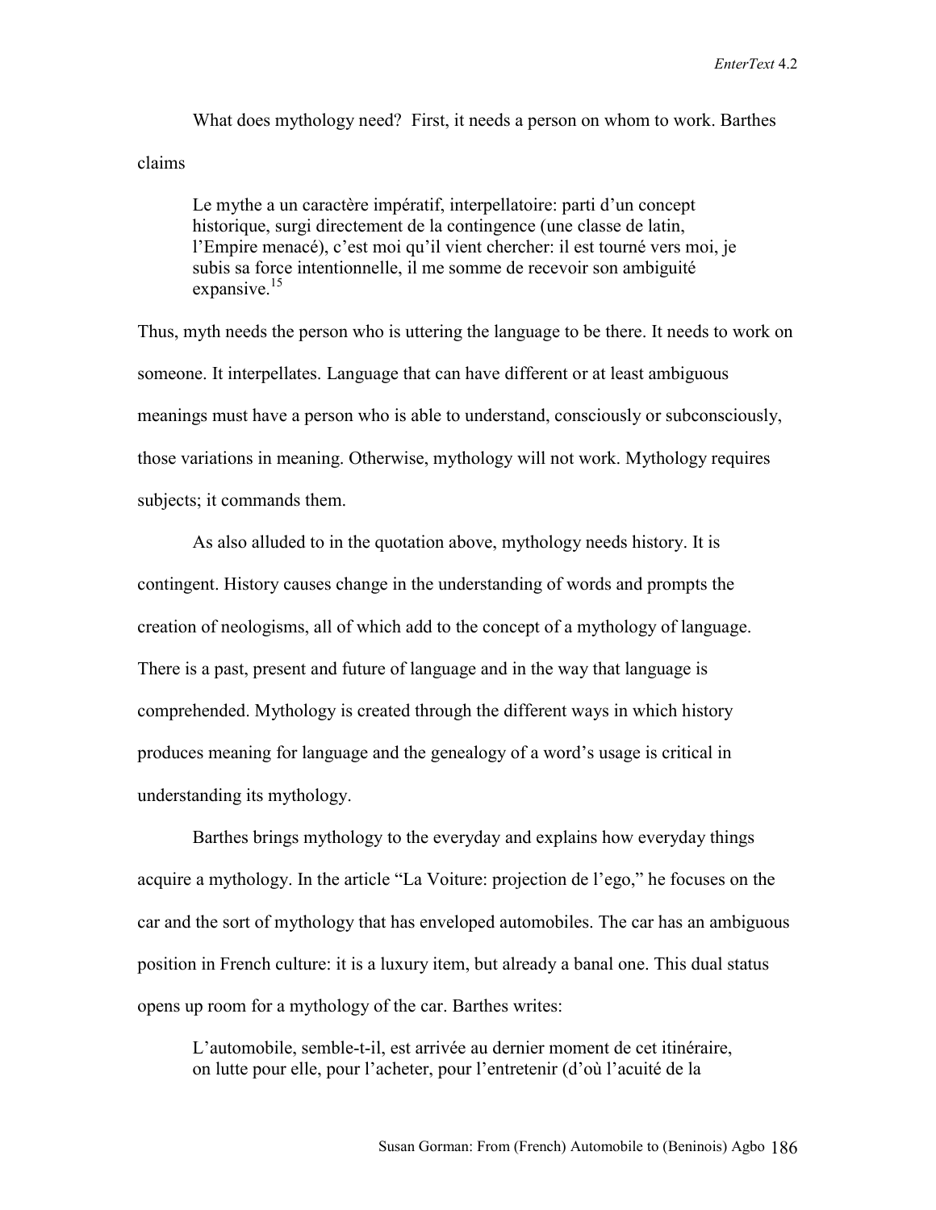What does mythology need? First, it needs a person on whom to work. Barthes claims

> Le mythe a un caractère impératif, interpellatoire: parti d'un concept historique, surgi directement de la contingence (une classe de latin, l'Empire menacé), c'est moi qu'il vient chercher: il est tourné vers moi, je subis sa force intentionnelle, il me somme de recevoir son ambiguité expansive.[15]

Thus, myth needs the person who is uttering the language to be there. It needs to work on someone. It interpellates. Language that can have different or at least ambiguous meanings must have a person who is able to understand, consciously or subconsciously, those variations in meaning. Otherwise, mythology will not work. Mythology requires subjects; it commands them.

As also alluded to in the quotation above, mythology needs history. It is contingent. History causes change in the understanding of words and prompts the creation of neologisms, all of which add to the concept of a mythology of language. There is a past, present and future of language and in the way that language is comprehended. Mythology is created through the different ways in which history produces meaning for language and the genealogy of a word's usage is critical in understanding its mythology.

Barthes brings mythology to the everyday and explains how everyday things acquire a mythology. In the article "La Voiture: projection de l'ego," he focuses on the car and the sort of mythology that has enveloped automobiles. The car has an ambiguous position in French culture: it is a luxury item, but already a banal one. This dual status opens up room for a mythology of the car. Barthes writes:

> L'automobile, semble-t-il, est arrivée au dernier moment de cet itinéraire, on lutte pour elle, pour l'acheter, pour l'entretenir (d'où l'acuité de la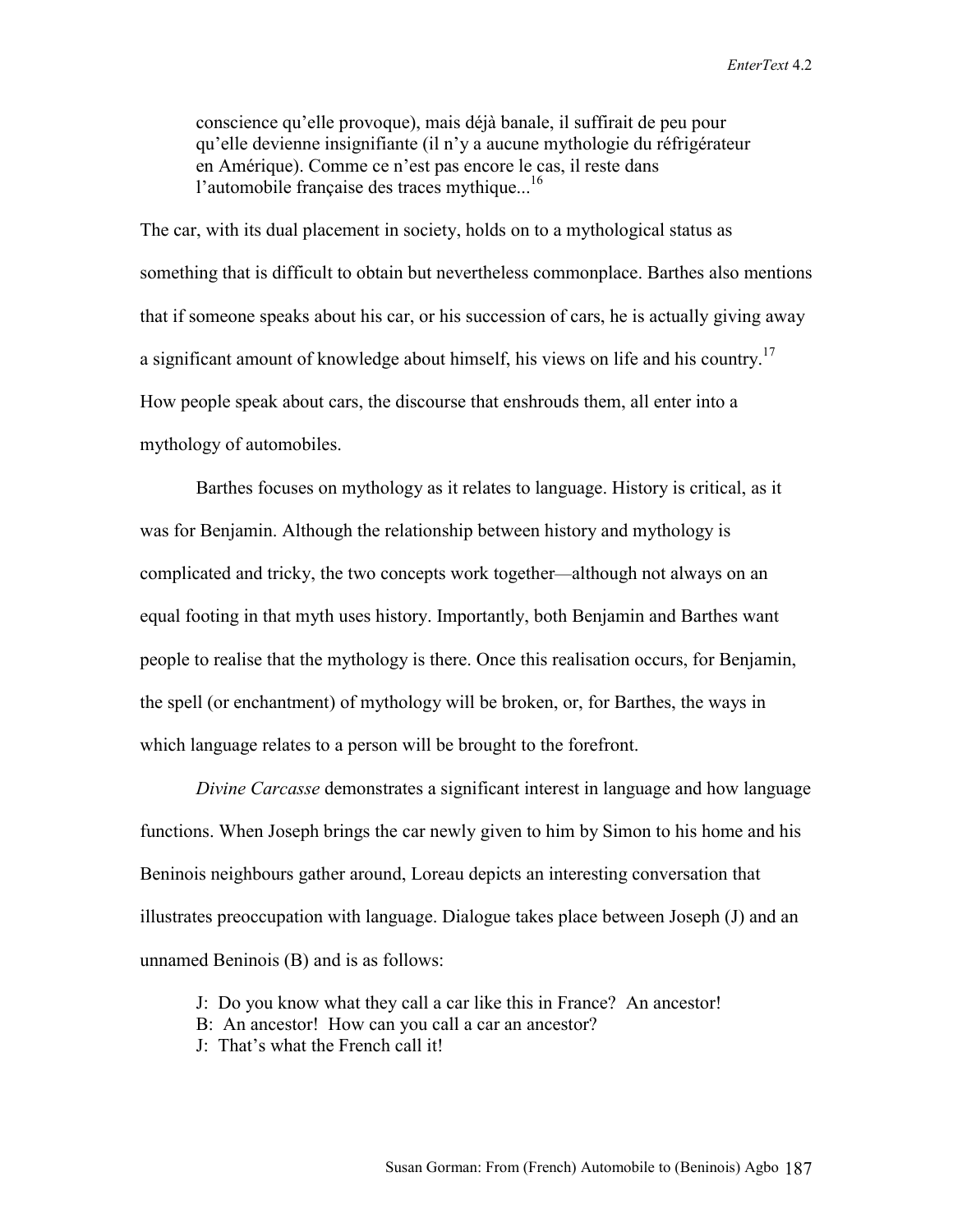> conscience qu'elle provoque), mais déjà banale, il suffirait de peu pour qu'elle devienne insignifiante (il n'y a aucune mythologie du réfrigérateur en Amérique). Comme ce n'est pas encore le cas, il reste dans l'automobile française des traces mythique...[16]

The car, with its dual placement in society, holds on to a mythological status as something that is difficult to obtain but nevertheless commonplace. Barthes also mentions that if someone speaks about his car, or his succession of cars, he is actually giving away a significant amount of knowledge about himself, his views on life and his country.[17] How people speak about cars, the discourse that enshrouds them, all enter into a mythology of automobiles.

Barthes focuses on mythology as it relates to language. History is critical, as it was for Benjamin. Although the relationship between history and mythology is complicated and tricky, the two concepts work together—although not always on an equal footing in that myth uses history. Importantly, both Benjamin and Barthes want people to realise that the mythology is there. Once this realisation occurs, for Benjamin, the spell (or enchantment) of mythology will be broken, or, for Barthes, the ways in which language relates to a person will be brought to the forefront.

*Divine Carcasse* demonstrates a significant interest in language and how language functions. When Joseph brings the car newly given to him by Simon to his home and his Beninois neighbours gather around, Loreau depicts an interesting conversation that illustrates preoccupation with language. Dialogue takes place between Joseph (J) and an unnamed Beninois (B) and is as follows:

> J: Do you know what they call a car like this in France? An ancestor!
> B: An ancestor! How can you call a car an ancestor?
> J: That's what the French call it!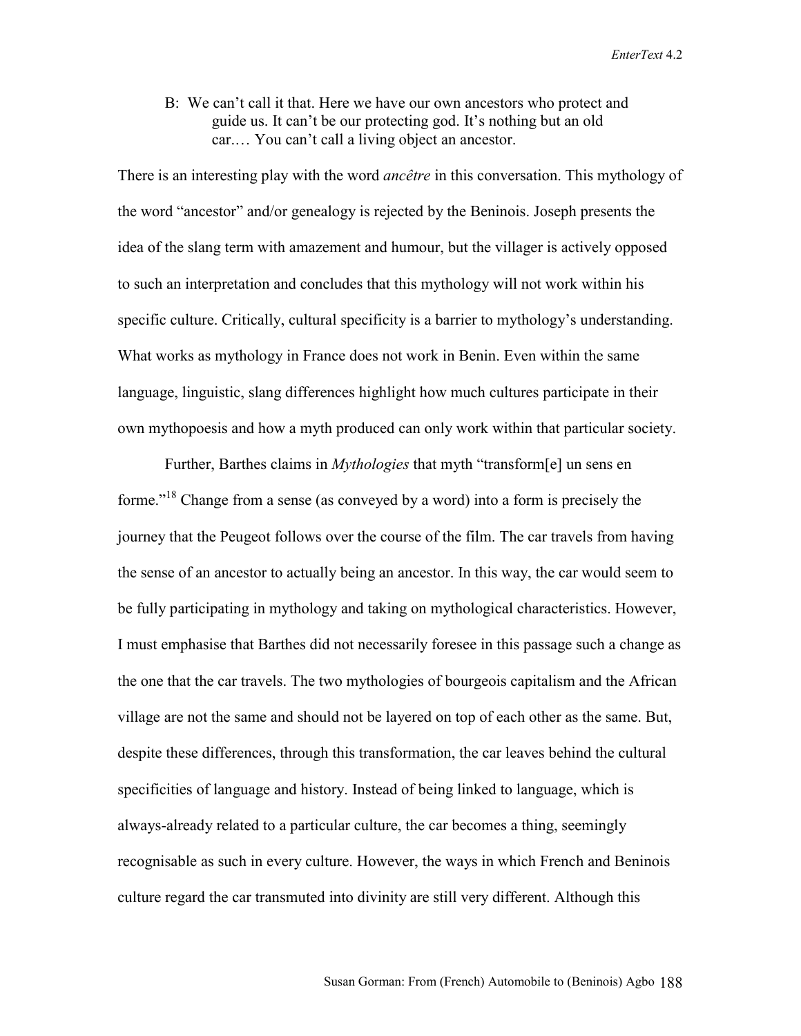B: We can't call it that. Here we have our own ancestors who protect and guide us. It can't be our protecting god. It's nothing but an old car.… You can't call a living object an ancestor.

There is an interesting play with the word *ancêtre* in this conversation. This mythology of the word "ancestor" and/or genealogy is rejected by the Beninois. Joseph presents the idea of the slang term with amazement and humour, but the villager is actively opposed to such an interpretation and concludes that this mythology will not work within his specific culture. Critically, cultural specificity is a barrier to mythology's understanding. What works as mythology in France does not work in Benin. Even within the same language, linguistic, slang differences highlight how much cultures participate in their own mythopoesis and how a myth produced can only work within that particular society.

Further, Barthes claims in *Mythologies* that myth "transform[e] un sens en forme."[18] Change from a sense (as conveyed by a word) into a form is precisely the journey that the Peugeot follows over the course of the film. The car travels from having the sense of an ancestor to actually being an ancestor. In this way, the car would seem to be fully participating in mythology and taking on mythological characteristics. However, I must emphasise that Barthes did not necessarily foresee in this passage such a change as the one that the car travels. The two mythologies of bourgeois capitalism and the African village are not the same and should not be layered on top of each other as the same. But, despite these differences, through this transformation, the car leaves behind the cultural specificities of language and history. Instead of being linked to language, which is always-already related to a particular culture, the car becomes a thing, seemingly recognisable as such in every culture. However, the ways in which French and Beninois culture regard the car transmuted into divinity are still very different. Although this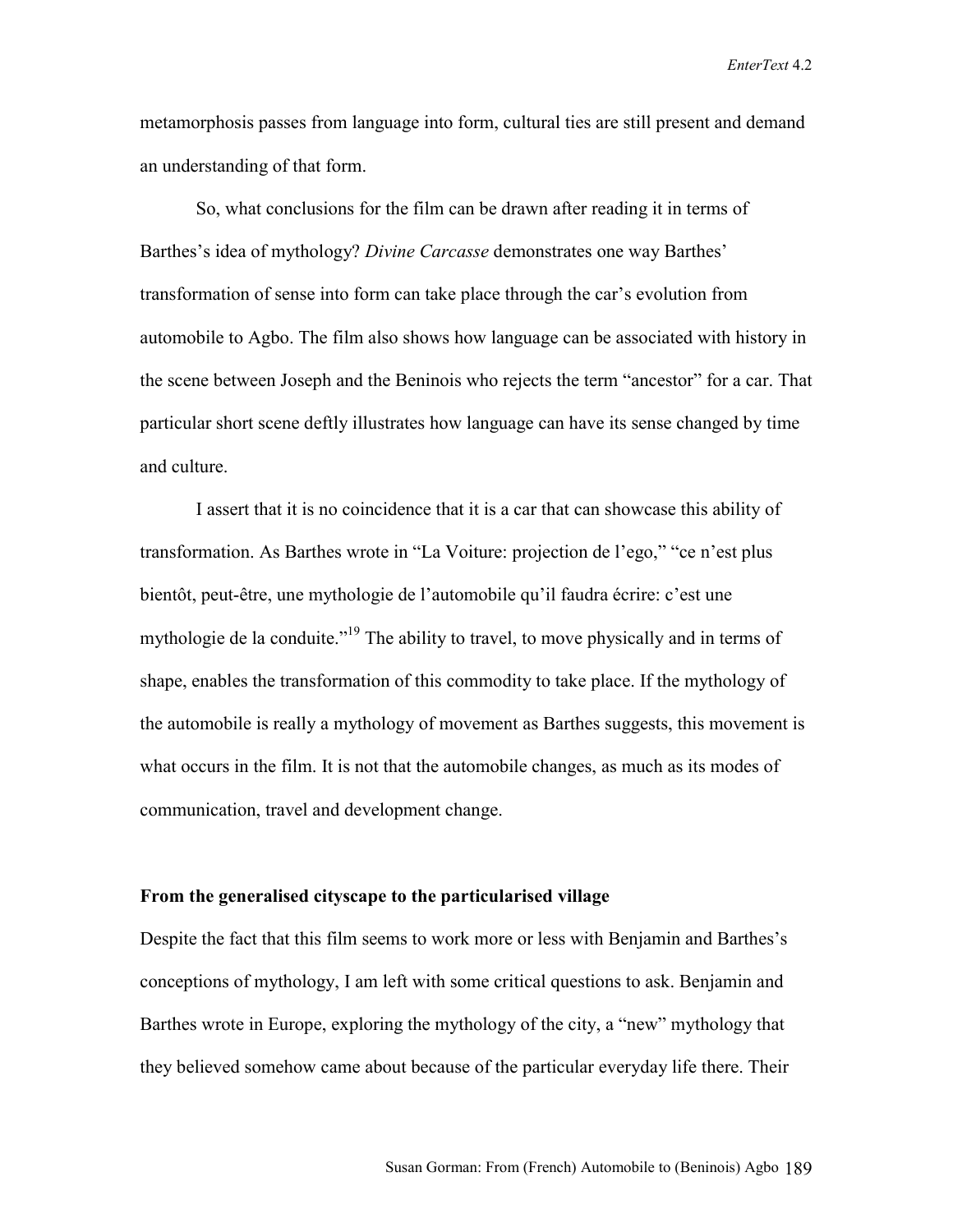metamorphosis passes from language into form, cultural ties are still present and demand an understanding of that form.

So, what conclusions for the film can be drawn after reading it in terms of Barthes's idea of mythology? *Divine Carcasse* demonstrates one way Barthes' transformation of sense into form can take place through the car's evolution from automobile to Agbo. The film also shows how language can be associated with history in the scene between Joseph and the Beninois who rejects the term "ancestor" for a car. That particular short scene deftly illustrates how language can have its sense changed by time and culture.

I assert that it is no coincidence that it is a car that can showcase this ability of transformation. As Barthes wrote in "La Voiture: projection de l'ego," "ce n'est plus bientôt, peut-être, une mythologie de l'automobile qu'il faudra écrire: c'est une mythologie de la conduite."[19] The ability to travel, to move physically and in terms of shape, enables the transformation of this commodity to take place. If the mythology of the automobile is really a mythology of movement as Barthes suggests, this movement is what occurs in the film. It is not that the automobile changes, as much as its modes of communication, travel and development change.

**From the generalised cityscape to the particularised village**

Despite the fact that this film seems to work more or less with Benjamin and Barthes's conceptions of mythology, I am left with some critical questions to ask. Benjamin and Barthes wrote in Europe, exploring the mythology of the city, a "new" mythology that they believed somehow came about because of the particular everyday life there. Their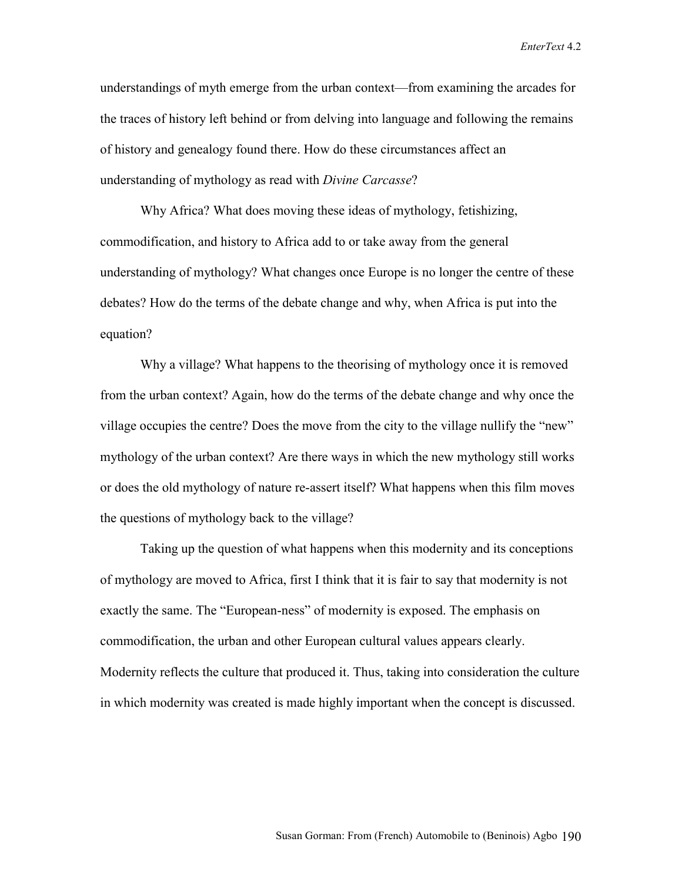understandings of myth emerge from the urban context—from examining the arcades for the traces of history left behind or from delving into language and following the remains of history and genealogy found there. How do these circumstances affect an understanding of mythology as read with *Divine Carcasse*?

Why Africa? What does moving these ideas of mythology, fetishizing, commodification, and history to Africa add to or take away from the general understanding of mythology? What changes once Europe is no longer the centre of these debates? How do the terms of the debate change and why, when Africa is put into the equation?

Why a village? What happens to the theorising of mythology once it is removed from the urban context? Again, how do the terms of the debate change and why once the village occupies the centre? Does the move from the city to the village nullify the "new" mythology of the urban context? Are there ways in which the new mythology still works or does the old mythology of nature re-assert itself? What happens when this film moves the questions of mythology back to the village?

Taking up the question of what happens when this modernity and its conceptions of mythology are moved to Africa, first I think that it is fair to say that modernity is not exactly the same. The "European-ness" of modernity is exposed. The emphasis on commodification, the urban and other European cultural values appears clearly. Modernity reflects the culture that produced it. Thus, taking into consideration the culture in which modernity was created is made highly important when the concept is discussed.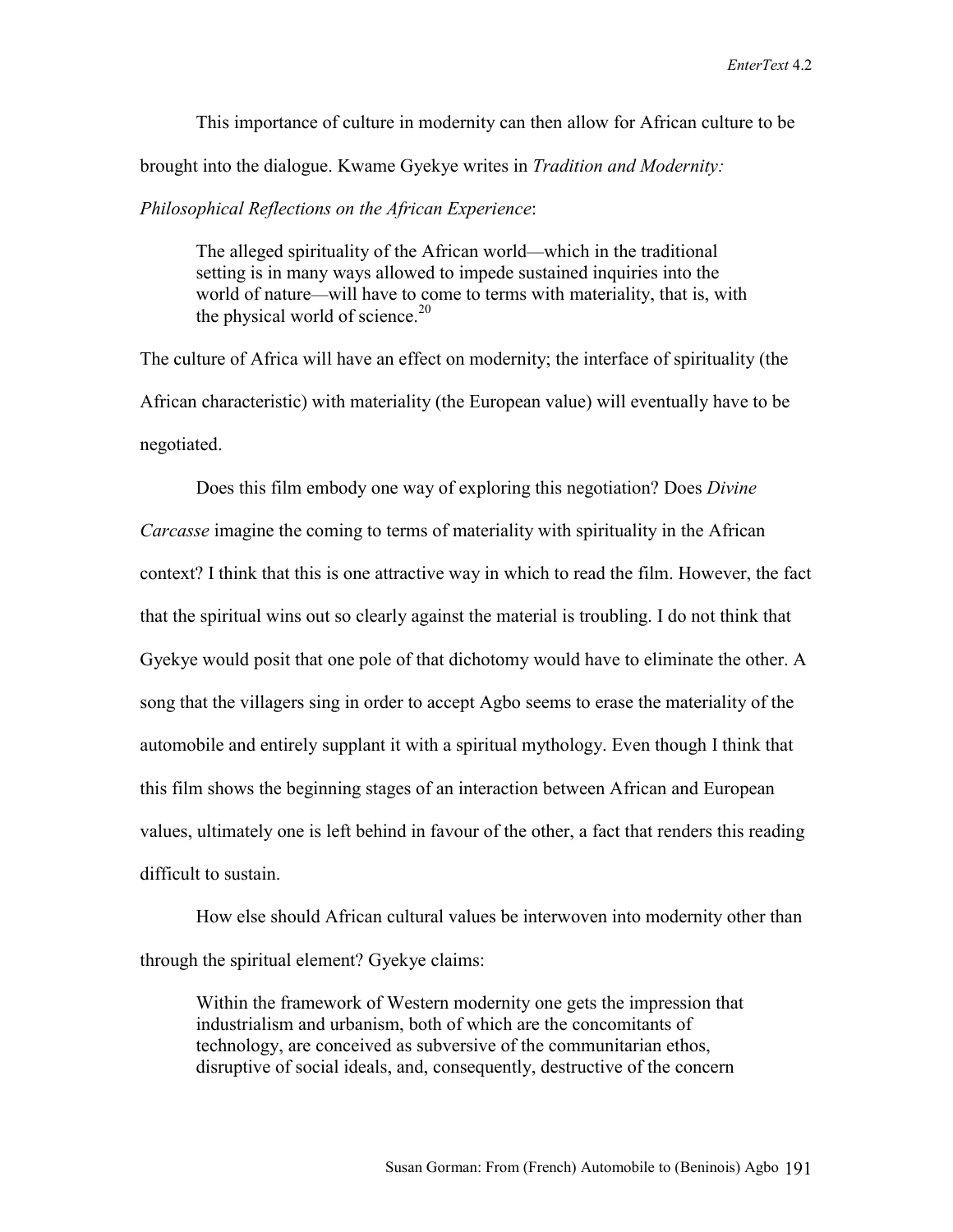This importance of culture in modernity can then allow for African culture to be brought into the dialogue. Kwame Gyekye writes in *Tradition and Modernity: Philosophical Reflections on the African Experience*:

> The alleged spirituality of the African world—which in the traditional setting is in many ways allowed to impede sustained inquiries into the world of nature—will have to come to terms with materiality, that is, with the physical world of science.[20]

The culture of Africa will have an effect on modernity; the interface of spirituality (the African characteristic) with materiality (the European value) will eventually have to be negotiated.

Does this film embody one way of exploring this negotiation? Does *Divine Carcasse* imagine the coming to terms of materiality with spirituality in the African context? I think that this is one attractive way in which to read the film. However, the fact that the spiritual wins out so clearly against the material is troubling. I do not think that Gyekye would posit that one pole of that dichotomy would have to eliminate the other. A song that the villagers sing in order to accept Agbo seems to erase the materiality of the automobile and entirely supplant it with a spiritual mythology. Even though I think that this film shows the beginning stages of an interaction between African and European values, ultimately one is left behind in favour of the other, a fact that renders this reading difficult to sustain.

How else should African cultural values be interwoven into modernity other than through the spiritual element? Gyekye claims:

> Within the framework of Western modernity one gets the impression that industrialism and urbanism, both of which are the concomitants of technology, are conceived as subversive of the communitarian ethos, disruptive of social ideals, and, consequently, destructive of the concern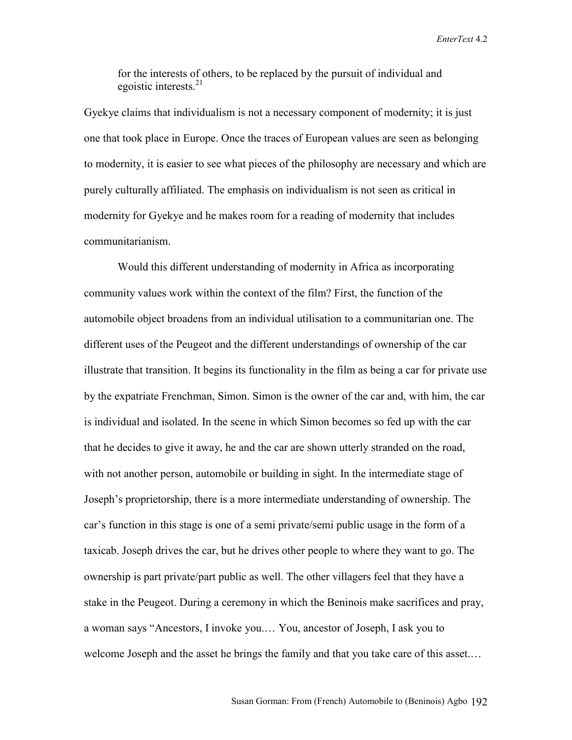> for the interests of others, to be replaced by the pursuit of individual and egoistic interests.[21]

Gyekye claims that individualism is not a necessary component of modernity; it is just one that took place in Europe. Once the traces of European values are seen as belonging to modernity, it is easier to see what pieces of the philosophy are necessary and which are purely culturally affiliated. The emphasis on individualism is not seen as critical in modernity for Gyekye and he makes room for a reading of modernity that includes communitarianism.

Would this different understanding of modernity in Africa as incorporating community values work within the context of the film? First, the function of the automobile object broadens from an individual utilisation to a communitarian one. The different uses of the Peugeot and the different understandings of ownership of the car illustrate that transition. It begins its functionality in the film as being a car for private use by the expatriate Frenchman, Simon. Simon is the owner of the car and, with him, the car is individual and isolated. In the scene in which Simon becomes so fed up with the car that he decides to give it away, he and the car are shown utterly stranded on the road, with not another person, automobile or building in sight. In the intermediate stage of Joseph's proprietorship, there is a more intermediate understanding of ownership. The car's function in this stage is one of a semi private/semi public usage in the form of a taxicab. Joseph drives the car, but he drives other people to where they want to go. The ownership is part private/part public as well. The other villagers feel that they have a stake in the Peugeot. During a ceremony in which the Beninois make sacrifices and pray, a woman says "Ancestors, I invoke you.… You, ancestor of Joseph, I ask you to welcome Joseph and the asset he brings the family and that you take care of this asset.…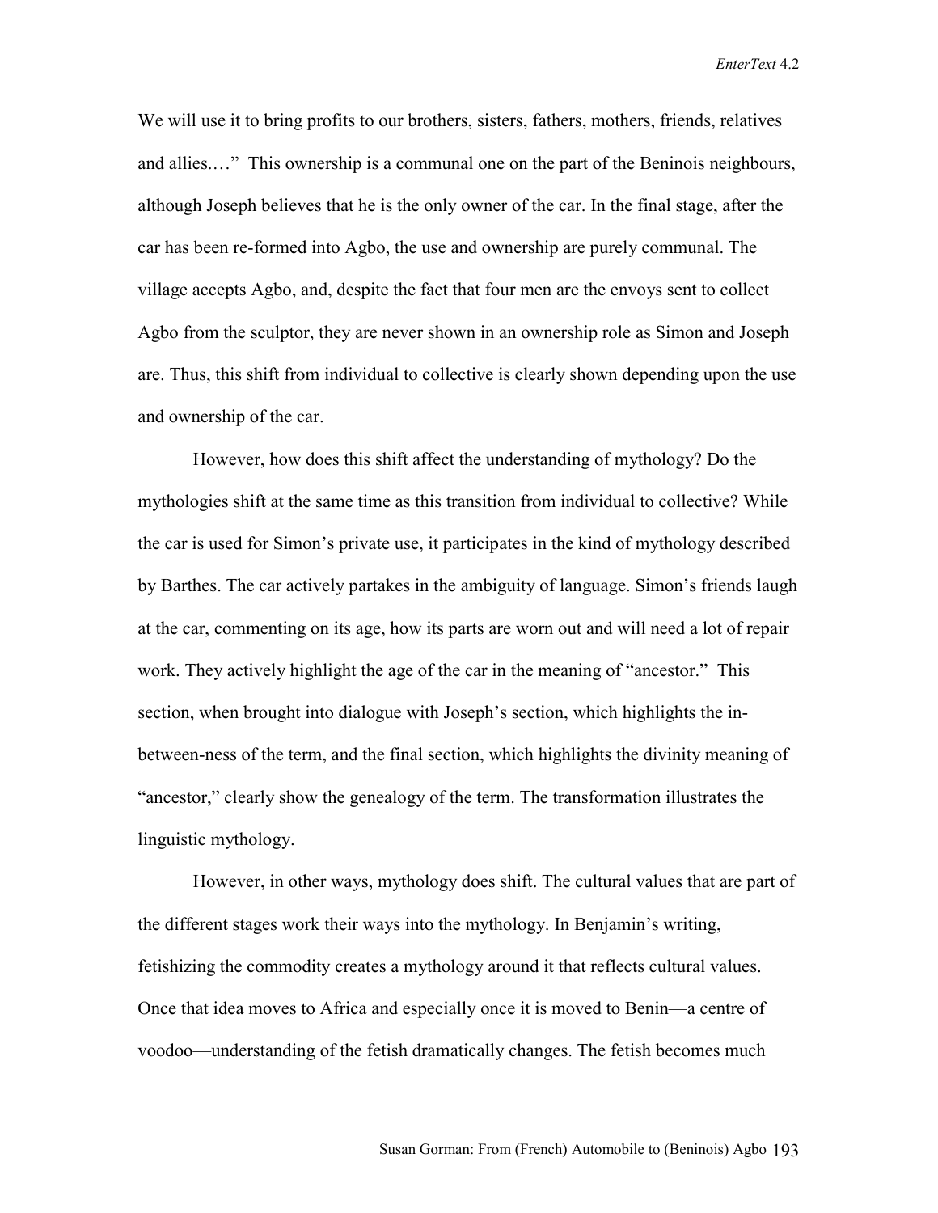We will use it to bring profits to our brothers, sisters, fathers, mothers, friends, relatives and allies.…" This ownership is a communal one on the part of the Beninois neighbours, although Joseph believes that he is the only owner of the car. In the final stage, after the car has been re-formed into Agbo, the use and ownership are purely communal. The village accepts Agbo, and, despite the fact that four men are the envoys sent to collect Agbo from the sculptor, they are never shown in an ownership role as Simon and Joseph are. Thus, this shift from individual to collective is clearly shown depending upon the use and ownership of the car.

However, how does this shift affect the understanding of mythology? Do the mythologies shift at the same time as this transition from individual to collective? While the car is used for Simon's private use, it participates in the kind of mythology described by Barthes. The car actively partakes in the ambiguity of language. Simon's friends laugh at the car, commenting on its age, how its parts are worn out and will need a lot of repair work. They actively highlight the age of the car in the meaning of "ancestor." This section, when brought into dialogue with Joseph's section, which highlights the in-between-ness of the term, and the final section, which highlights the divinity meaning of "ancestor," clearly show the genealogy of the term. The transformation illustrates the linguistic mythology.

However, in other ways, mythology does shift. The cultural values that are part of the different stages work their ways into the mythology. In Benjamin's writing, fetishizing the commodity creates a mythology around it that reflects cultural values. Once that idea moves to Africa and especially once it is moved to Benin—a centre of voodoo—understanding of the fetish dramatically changes. The fetish becomes much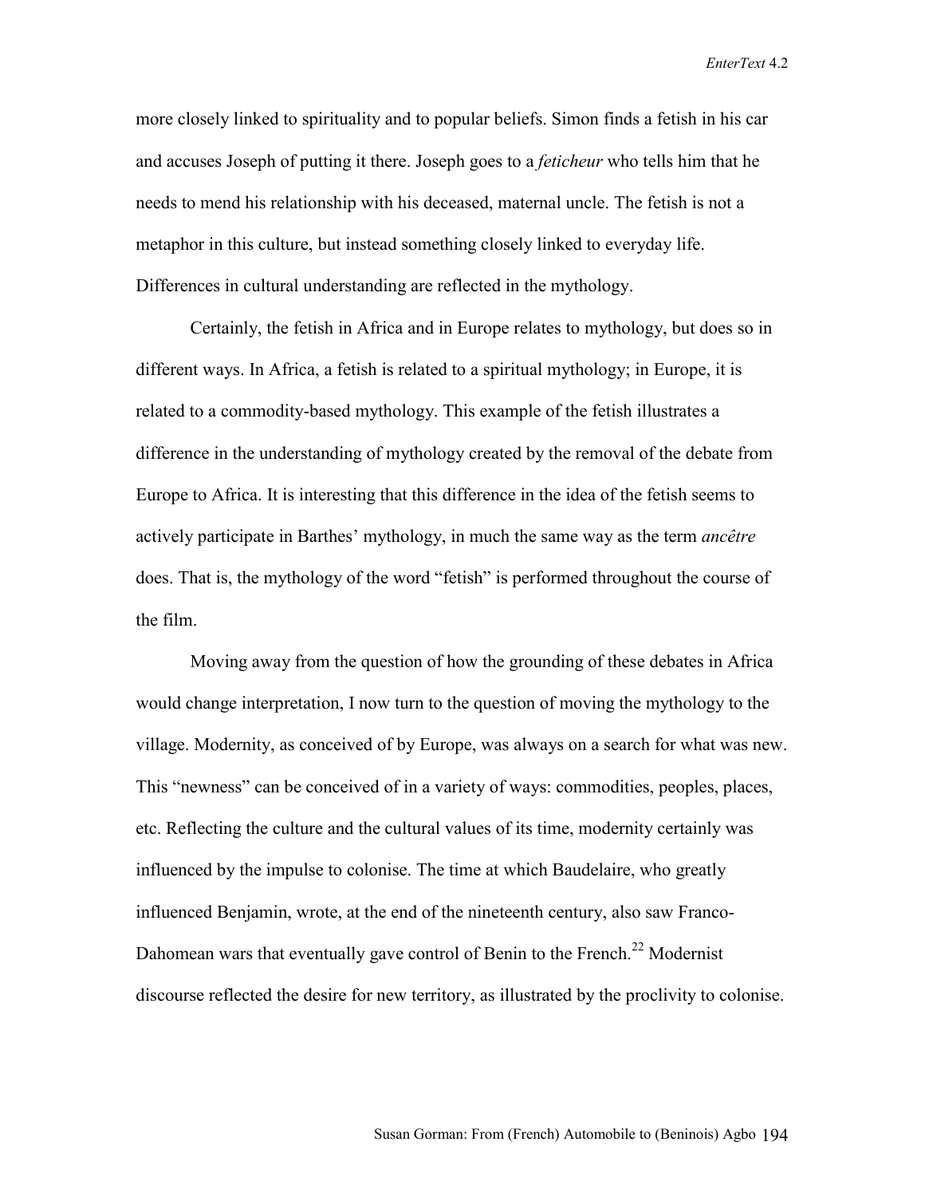more closely linked to spirituality and to popular beliefs. Simon finds a fetish in his car and accuses Joseph of putting it there. Joseph goes to a *feticheur* who tells him that he needs to mend his relationship with his deceased, maternal uncle. The fetish is not a metaphor in this culture, but instead something closely linked to everyday life. Differences in cultural understanding are reflected in the mythology.

Certainly, the fetish in Africa and in Europe relates to mythology, but does so in different ways. In Africa, a fetish is related to a spiritual mythology; in Europe, it is related to a commodity-based mythology. This example of the fetish illustrates a difference in the understanding of mythology created by the removal of the debate from Europe to Africa. It is interesting that this difference in the idea of the fetish seems to actively participate in Barthes' mythology, in much the same way as the term *ancêtre* does. That is, the mythology of the word "fetish" is performed throughout the course of the film.

Moving away from the question of how the grounding of these debates in Africa would change interpretation, I now turn to the question of moving the mythology to the village. Modernity, as conceived of by Europe, was always on a search for what was new. This "newness" can be conceived of in a variety of ways: commodities, peoples, places, etc. Reflecting the culture and the cultural values of its time, modernity certainly was influenced by the impulse to colonise. The time at which Baudelaire, who greatly influenced Benjamin, wrote, at the end of the nineteenth century, also saw Franco-Dahomean wars that eventually gave control of Benin to the French.[22] Modernist discourse reflected the desire for new territory, as illustrated by the proclivity to colonise.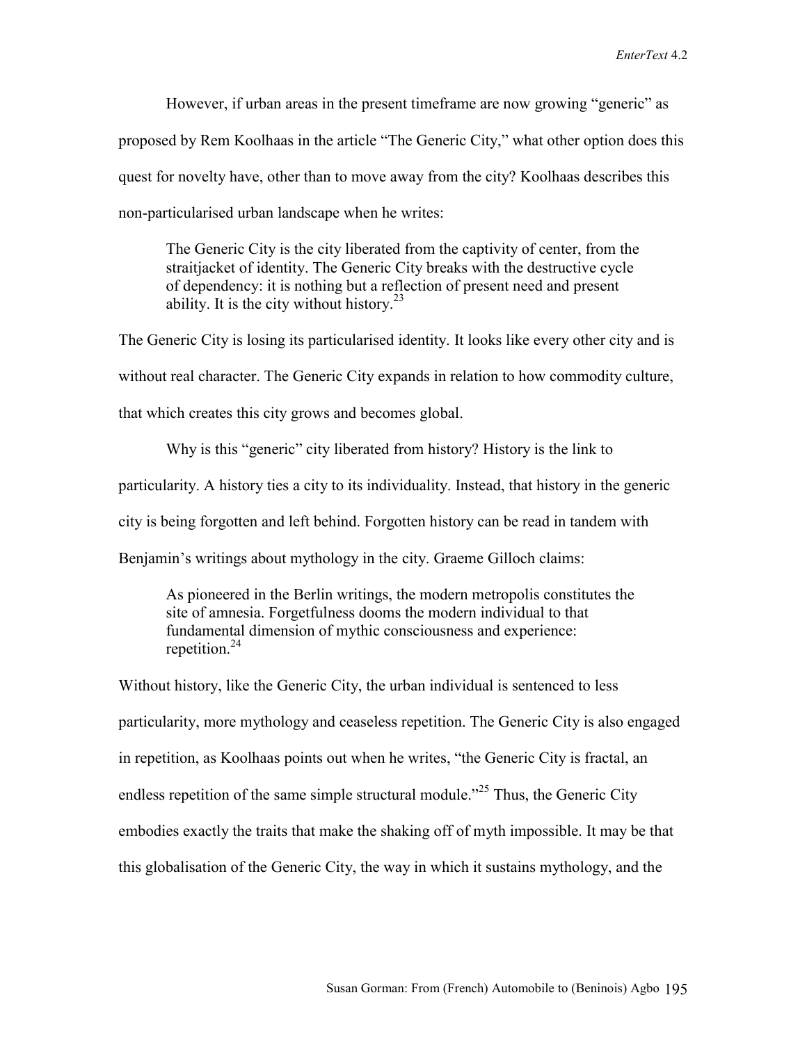However, if urban areas in the present timeframe are now growing "generic" as proposed by Rem Koolhaas in the article "The Generic City," what other option does this quest for novelty have, other than to move away from the city? Koolhaas describes this non-particularised urban landscape when he writes:

> The Generic City is the city liberated from the captivity of center, from the straitjacket of identity. The Generic City breaks with the destructive cycle of dependency: it is nothing but a reflection of present need and present ability. It is the city without history.[23]

The Generic City is losing its particularised identity. It looks like every other city and is without real character. The Generic City expands in relation to how commodity culture, that which creates this city grows and becomes global.

Why is this "generic" city liberated from history? History is the link to particularity. A history ties a city to its individuality. Instead, that history in the generic city is being forgotten and left behind. Forgotten history can be read in tandem with Benjamin's writings about mythology in the city. Graeme Gilloch claims:

> As pioneered in the Berlin writings, the modern metropolis constitutes the site of amnesia. Forgetfulness dooms the modern individual to that fundamental dimension of mythic consciousness and experience: repetition.[24]

Without history, like the Generic City, the urban individual is sentenced to less particularity, more mythology and ceaseless repetition. The Generic City is also engaged in repetition, as Koolhaas points out when he writes, "the Generic City is fractal, an endless repetition of the same simple structural module."[25] Thus, the Generic City embodies exactly the traits that make the shaking off of myth impossible. It may be that this globalisation of the Generic City, the way in which it sustains mythology, and the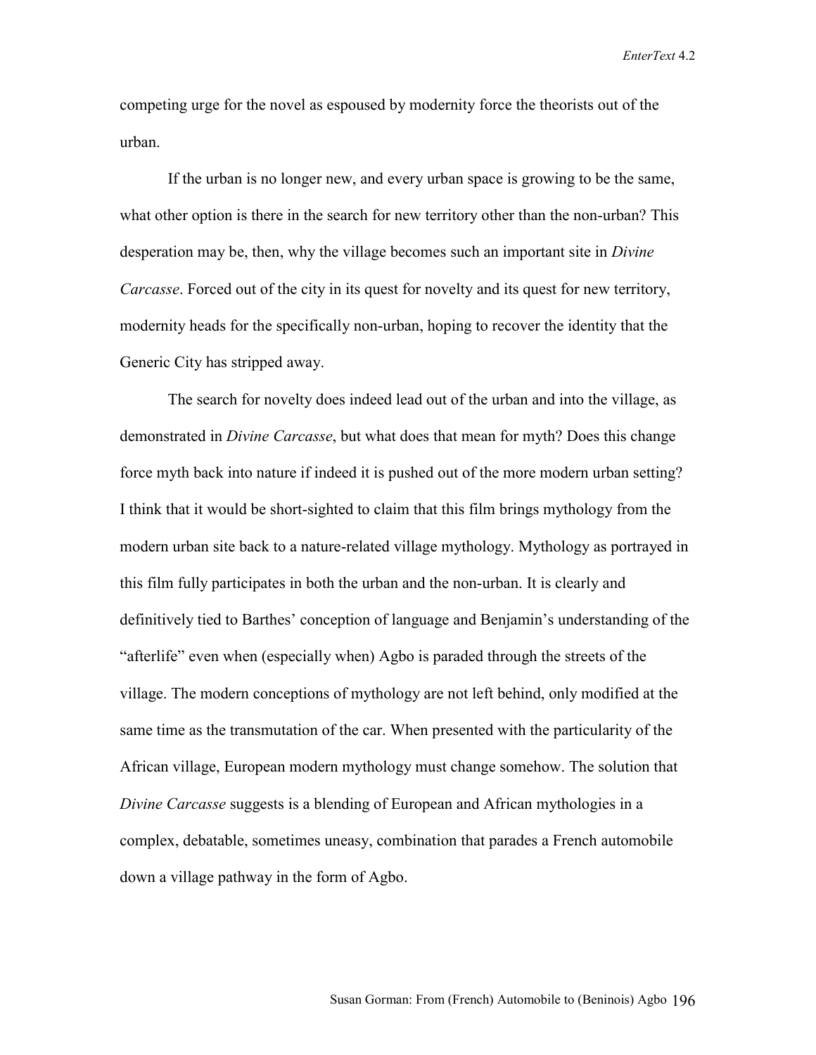competing urge for the novel as espoused by modernity force the theorists out of the urban.

If the urban is no longer new, and every urban space is growing to be the same, what other option is there in the search for new territory other than the non-urban? This desperation may be, then, why the village becomes such an important site in *Divine Carcasse*. Forced out of the city in its quest for novelty and its quest for new territory, modernity heads for the specifically non-urban, hoping to recover the identity that the Generic City has stripped away.

The search for novelty does indeed lead out of the urban and into the village, as demonstrated in *Divine Carcasse*, but what does that mean for myth? Does this change force myth back into nature if indeed it is pushed out of the more modern urban setting? I think that it would be short-sighted to claim that this film brings mythology from the modern urban site back to a nature-related village mythology. Mythology as portrayed in this film fully participates in both the urban and the non-urban. It is clearly and definitively tied to Barthes' conception of language and Benjamin's understanding of the "afterlife" even when (especially when) Agbo is paraded through the streets of the village. The modern conceptions of mythology are not left behind, only modified at the same time as the transmutation of the car. When presented with the particularity of the African village, European modern mythology must change somehow. The solution that *Divine Carcasse* suggests is a blending of European and African mythologies in a complex, debatable, sometimes uneasy, combination that parades a French automobile down a village pathway in the form of Agbo.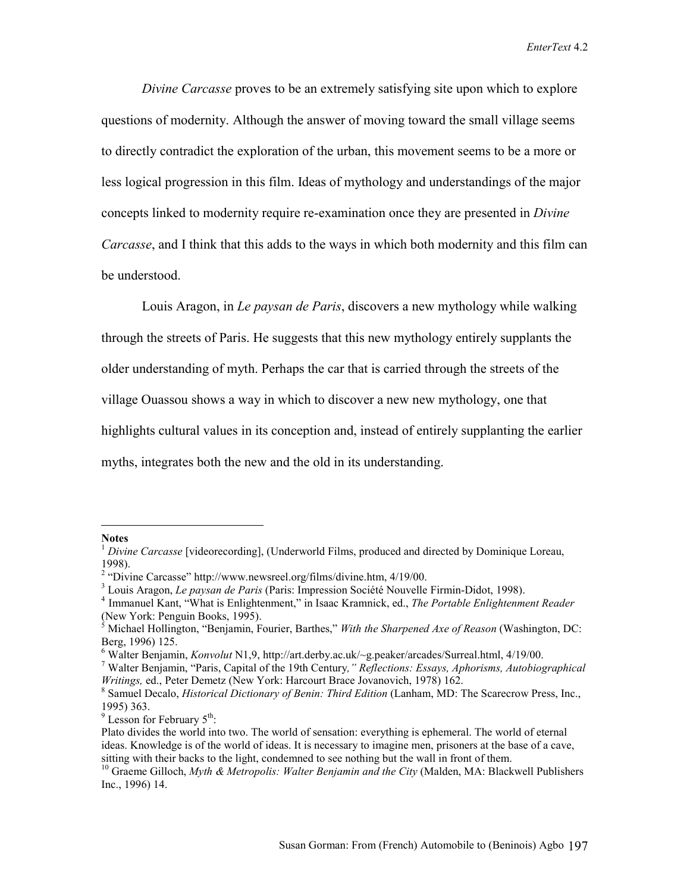*Divine Carcasse* proves to be an extremely satisfying site upon which to explore questions of modernity. Although the answer of moving toward the small village seems to directly contradict the exploration of the urban, this movement seems to be a more or less logical progression in this film. Ideas of mythology and understandings of the major concepts linked to modernity require re-examination once they are presented in *Divine Carcasse*, and I think that this adds to the ways in which both modernity and this film can be understood.

Louis Aragon, in *Le paysan de Paris*, discovers a new mythology while walking through the streets of Paris. He suggests that this new mythology entirely supplants the older understanding of myth. Perhaps the car that is carried through the streets of the village Ouassou shows a way in which to discover a new new mythology, one that highlights cultural values in its conception and, instead of entirely supplanting the earlier myths, integrates both the new and the old in its understanding.

---

**Notes**

[1] *Divine Carcasse* [videorecording], (Underworld Films, produced and directed by Dominique Loreau, 1998).

[2] "Divine Carcasse" http://www.newsreel.org/films/divine.htm, 4/19/00.

[3] Louis Aragon, *Le paysan de Paris* (Paris: Impression Société Nouvelle Firmin-Didot, 1998).

[4] Immanuel Kant, "What is Enlightenment," in Isaac Kramnick, ed., *The Portable Enlightenment Reader* (New York: Penguin Books, 1995).

[5] Michael Hollington, "Benjamin, Fourier, Barthes," *With the Sharpened Axe of Reason* (Washington, DC: Berg, 1996) 125.

[6] Walter Benjamin, *Konvolut* N1,9, http://art.derby.ac.uk/~g.peaker/arcades/Surreal.html, 4/19/00.

[7] Walter Benjamin, "Paris, Capital of the 19th Century*," Reflections: Essays, Aphorisms, Autobiographical Writings,* ed., Peter Demetz (New York: Harcourt Brace Jovanovich, 1978) 162.

[8] Samuel Decalo, *Historical Dictionary of Benin: Third Edition* (Lanham, MD: The Scarecrow Press, Inc., 1995) 363.

[9] Lesson for February 5th:
Plato divides the world into two. The world of sensation: everything is ephemeral. The world of eternal ideas. Knowledge is of the world of ideas. It is necessary to imagine men, prisoners at the base of a cave, sitting with their backs to the light, condemned to see nothing but the wall in front of them.

[10] Graeme Gilloch, *Myth & Metropolis: Walter Benjamin and the City* (Malden, MA: Blackwell Publishers Inc., 1996) 14.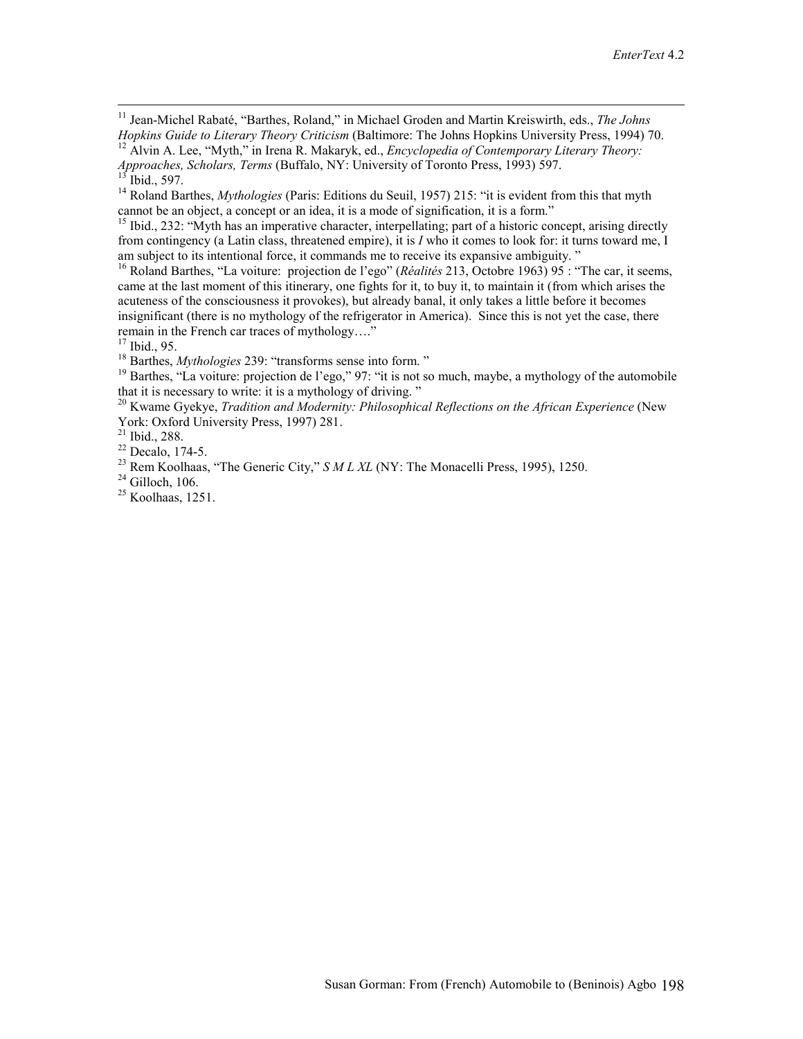[11] Jean-Michel Rabaté, "Barthes, Roland," in Michael Groden and Martin Kreiswirth, eds., *The Johns Hopkins Guide to Literary Theory Criticism* (Baltimore: The Johns Hopkins University Press, 1994) 70.

[12] Alvin A. Lee, "Myth," in Irena R. Makaryk, ed., *Encyclopedia of Contemporary Literary Theory: Approaches, Scholars, Terms* (Buffalo, NY: University of Toronto Press, 1993) 597.

[13] Ibid., 597.

[14] Roland Barthes, *Mythologies* (Paris: Editions du Seuil, 1957) 215: "it is evident from this that myth cannot be an object, a concept or an idea, it is a mode of signification, it is a form."

[15] Ibid., 232: "Myth has an imperative character, interpellating; part of a historic concept, arising directly from contingency (a Latin class, threatened empire), it is *I* who it comes to look for: it turns toward me, I am subject to its intentional force, it commands me to receive its expansive ambiguity. "

[16] Roland Barthes, "La voiture: projection de l'ego" (*Réalités* 213, Octobre 1963) 95 : "The car, it seems, came at the last moment of this itinerary, one fights for it, to buy it, to maintain it (from which arises the acuteness of the consciousness it provokes), but already banal, it only takes a little before it becomes insignificant (there is no mythology of the refrigerator in America). Since this is not yet the case, there remain in the French car traces of mythology…."

[17] Ibid., 95.

[18] Barthes, *Mythologies* 239: "transforms sense into form. "

[19] Barthes, "La voiture: projection de l'ego," 97: "it is not so much, maybe, a mythology of the automobile that it is necessary to write: it is a mythology of driving. "

[20] Kwame Gyekye, *Tradition and Modernity: Philosophical Reflections on the African Experience* (New York: Oxford University Press, 1997) 281.

[21] Ibid., 288.

[22] Decalo, 174-5.

[23] Rem Koolhaas, "The Generic City," *S M L XL* (NY: The Monacelli Press, 1995), 1250.

[24] Gilloch, 106.

[25] Koolhaas, 1251.